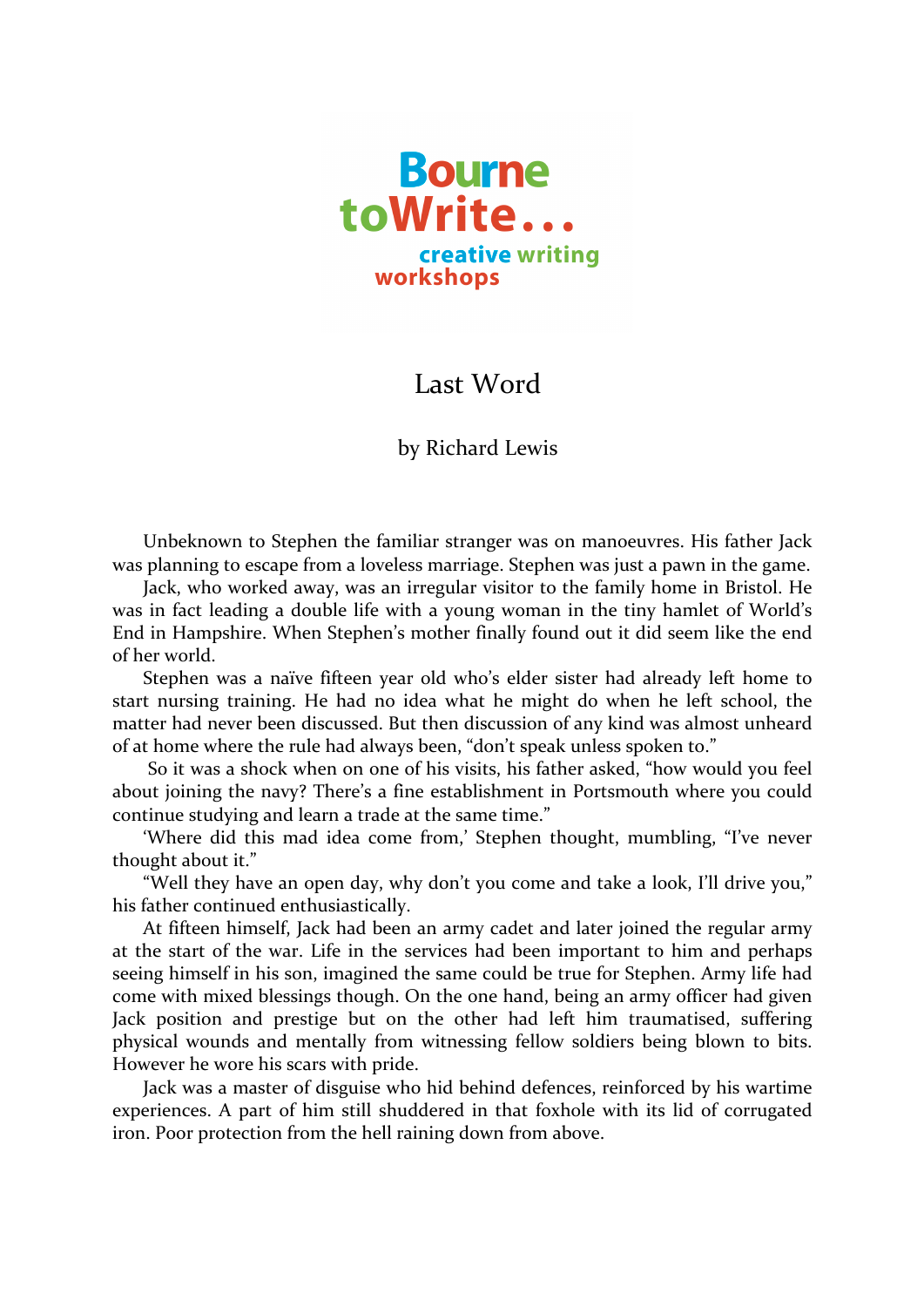Bourne toWrite...
creative writing workshops

# Last Word

by Richard Lewis

Unbeknown to Stephen the familiar stranger was on manoeuvres. His father Jack was planning to escape from a loveless marriage. Stephen was just a pawn in the game.

Jack, who worked away, was an irregular visitor to the family home in Bristol. He was in fact leading a double life with a young woman in the tiny hamlet of World's End in Hampshire. When Stephen's mother finally found out it did seem like the end of her world.

Stephen was a naïve fifteen year old who's elder sister had already left home to start nursing training. He had no idea what he might do when he left school, the matter had never been discussed. But then discussion of any kind was almost unheard of at home where the rule had always been, "don't speak unless spoken to."

So it was a shock when on one of his visits, his father asked, "how would you feel about joining the navy? There's a fine establishment in Portsmouth where you could continue studying and learn a trade at the same time."

'Where did this mad idea come from,' Stephen thought, mumbling, "I've never thought about it."

"Well they have an open day, why don't you come and take a look, I'll drive you," his father continued enthusiastically.

At fifteen himself, Jack had been an army cadet and later joined the regular army at the start of the war. Life in the services had been important to him and perhaps seeing himself in his son, imagined the same could be true for Stephen. Army life had come with mixed blessings though. On the one hand, being an army officer had given Jack position and prestige but on the other had left him traumatised, suffering physical wounds and mentally from witnessing fellow soldiers being blown to bits. However he wore his scars with pride.

Jack was a master of disguise who hid behind defences, reinforced by his wartime experiences. A part of him still shuddered in that foxhole with its lid of corrugated iron. Poor protection from the hell raining down from above.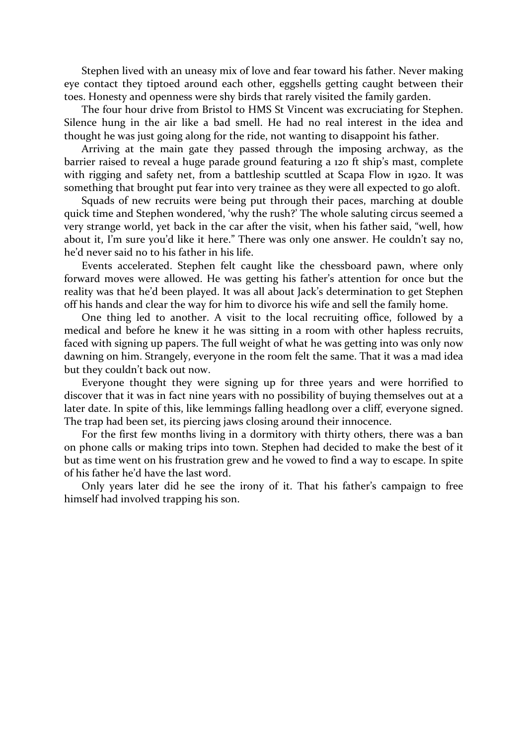Stephen lived with an uneasy mix of love and fear toward his father. Never making eye contact they tiptoed around each other, eggshells getting caught between their toes. Honesty and openness were shy birds that rarely visited the family garden.

The four hour drive from Bristol to HMS St Vincent was excruciating for Stephen. Silence hung in the air like a bad smell. He had no real interest in the idea and thought he was just going along for the ride, not wanting to disappoint his father.

Arriving at the main gate they passed through the imposing archway, as the barrier raised to reveal a huge parade ground featuring a 120 ft ship's mast, complete with rigging and safety net, from a battleship scuttled at Scapa Flow in 1920. It was something that brought put fear into very trainee as they were all expected to go aloft.

Squads of new recruits were being put through their paces, marching at double quick time and Stephen wondered, 'why the rush?' The whole saluting circus seemed a very strange world, yet back in the car after the visit, when his father said, "well, how about it, I'm sure you'd like it here." There was only one answer. He couldn't say no, he'd never said no to his father in his life.

Events accelerated. Stephen felt caught like the chessboard pawn, where only forward moves were allowed. He was getting his father's attention for once but the reality was that he'd been played. It was all about Jack's determination to get Stephen off his hands and clear the way for him to divorce his wife and sell the family home.

One thing led to another. A visit to the local recruiting office, followed by a medical and before he knew it he was sitting in a room with other hapless recruits, faced with signing up papers. The full weight of what he was getting into was only now dawning on him. Strangely, everyone in the room felt the same. That it was a mad idea but they couldn't back out now.

Everyone thought they were signing up for three years and were horrified to discover that it was in fact nine years with no possibility of buying themselves out at a later date. In spite of this, like lemmings falling headlong over a cliff, everyone signed. The trap had been set, its piercing jaws closing around their innocence.

For the first few months living in a dormitory with thirty others, there was a ban on phone calls or making trips into town. Stephen had decided to make the best of it but as time went on his frustration grew and he vowed to find a way to escape. In spite of his father he'd have the last word.

Only years later did he see the irony of it. That his father's campaign to free himself had involved trapping his son.